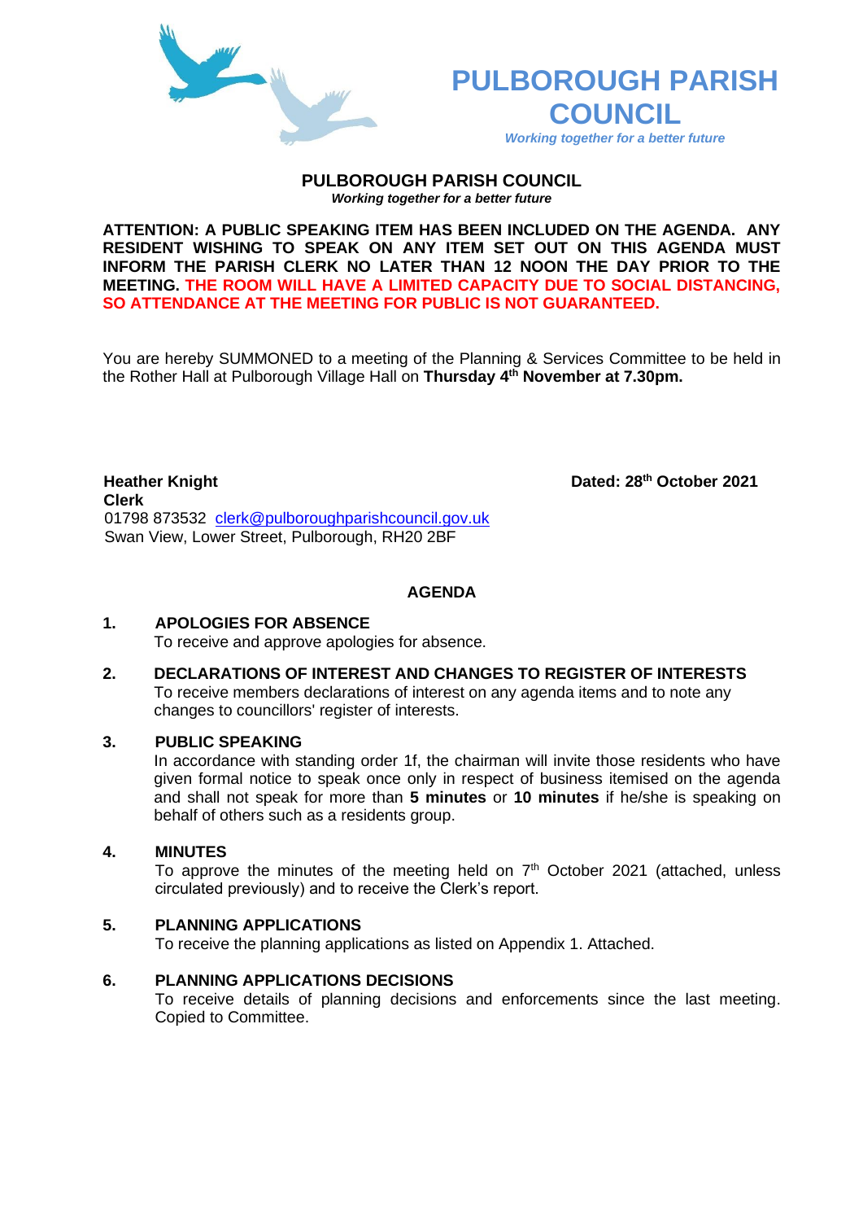# PULBOROUGH PARISH COUNCIL

*Working together for a better future*

## PULBOROUGH PARISH COUNCIL

***Working together for a better future***

**ATTENTION: A PUBLIC SPEAKING ITEM HAS BEEN INCLUDED ON THE AGENDA. ANY RESIDENT WISHING TO SPEAK ON ANY ITEM SET OUT ON THIS AGENDA MUST INFORM THE PARISH CLERK NO LATER THAN 12 NOON THE DAY PRIOR TO THE MEETING. THE ROOM WILL HAVE A LIMITED CAPACITY DUE TO SOCIAL DISTANCING, SO ATTENDANCE AT THE MEETING FOR PUBLIC IS NOT GUARANTEED.**

You are hereby SUMMONED to a meeting of the Planning & Services Committee to be held in the Rother Hall at Pulborough Village Hall on **Thursday 4th November at 7.30pm.**

**Heather Knight**
**Clerk**
01798 873532 clerk@pulboroughparishcouncil.gov.uk
Swan View, Lower Street, Pulborough, RH20 2BF

**Dated: 28th October 2021**

## AGENDA

**1. APOLOGIES FOR ABSENCE**
To receive and approve apologies for absence.

**2. DECLARATIONS OF INTEREST AND CHANGES TO REGISTER OF INTERESTS**
To receive members declarations of interest on any agenda items and to note any changes to councillors' register of interests.

**3. PUBLIC SPEAKING**
In accordance with standing order 1f, the chairman will invite those residents who have given formal notice to speak once only in respect of business itemised on the agenda and shall not speak for more than **5 minutes** or **10 minutes** if he/she is speaking on behalf of others such as a residents group.

**4. MINUTES**
To approve the minutes of the meeting held on 7th October 2021 (attached, unless circulated previously) and to receive the Clerk's report.

**5. PLANNING APPLICATIONS**
To receive the planning applications as listed on Appendix 1. Attached.

**6. PLANNING APPLICATIONS DECISIONS**
To receive details of planning decisions and enforcements since the last meeting. Copied to Committee.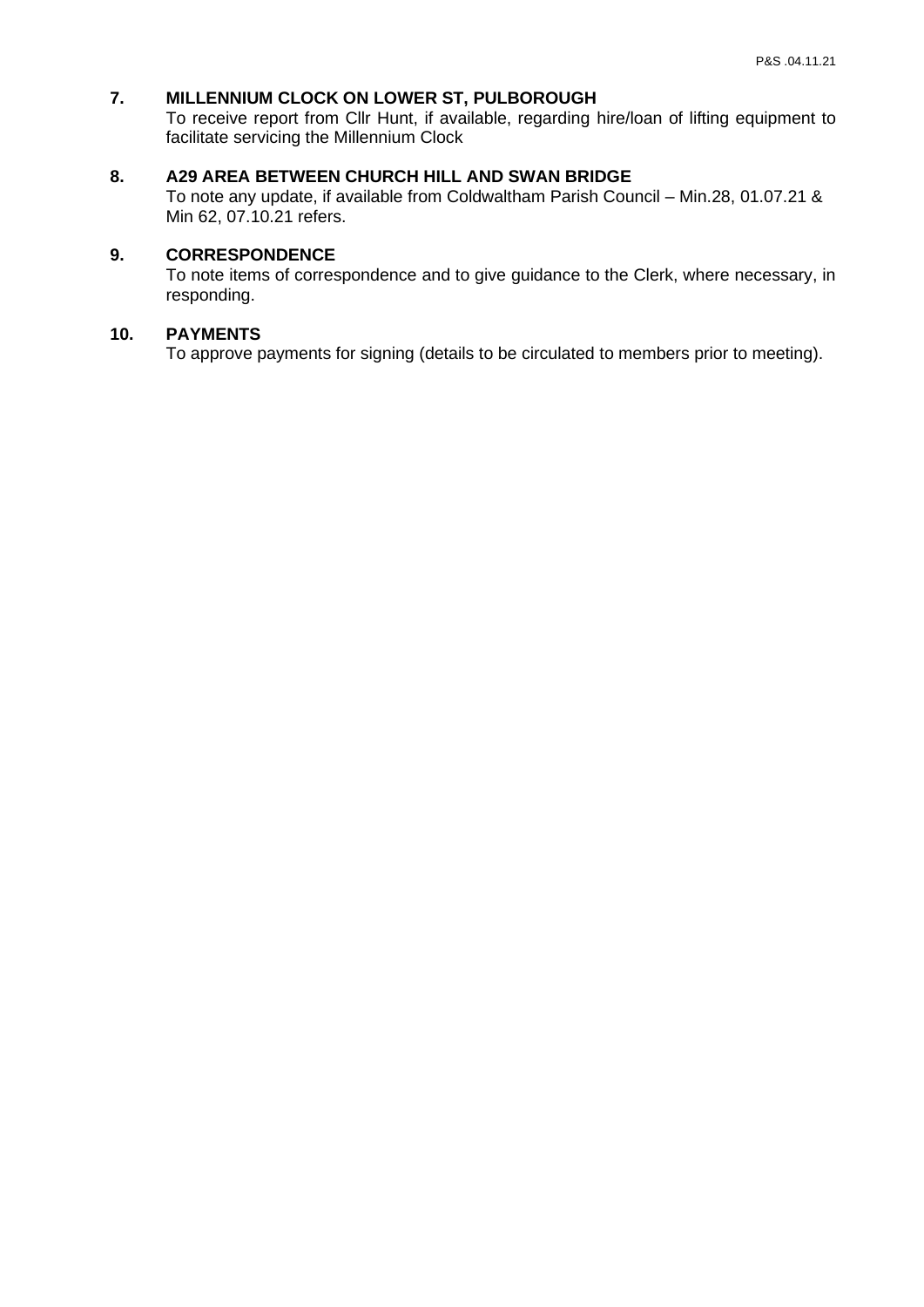**7. MILLENNIUM CLOCK ON LOWER ST, PULBOROUGH**

To receive report from Cllr Hunt, if available, regarding hire/loan of lifting equipment to facilitate servicing the Millennium Clock

**8. A29 AREA BETWEEN CHURCH HILL AND SWAN BRIDGE**

To note any update, if available from Coldwaltham Parish Council – Min.28, 01.07.21 & Min 62, 07.10.21 refers.

**9. CORRESPONDENCE**

To note items of correspondence and to give guidance to the Clerk, where necessary, in responding.

**10. PAYMENTS**

To approve payments for signing (details to be circulated to members prior to meeting).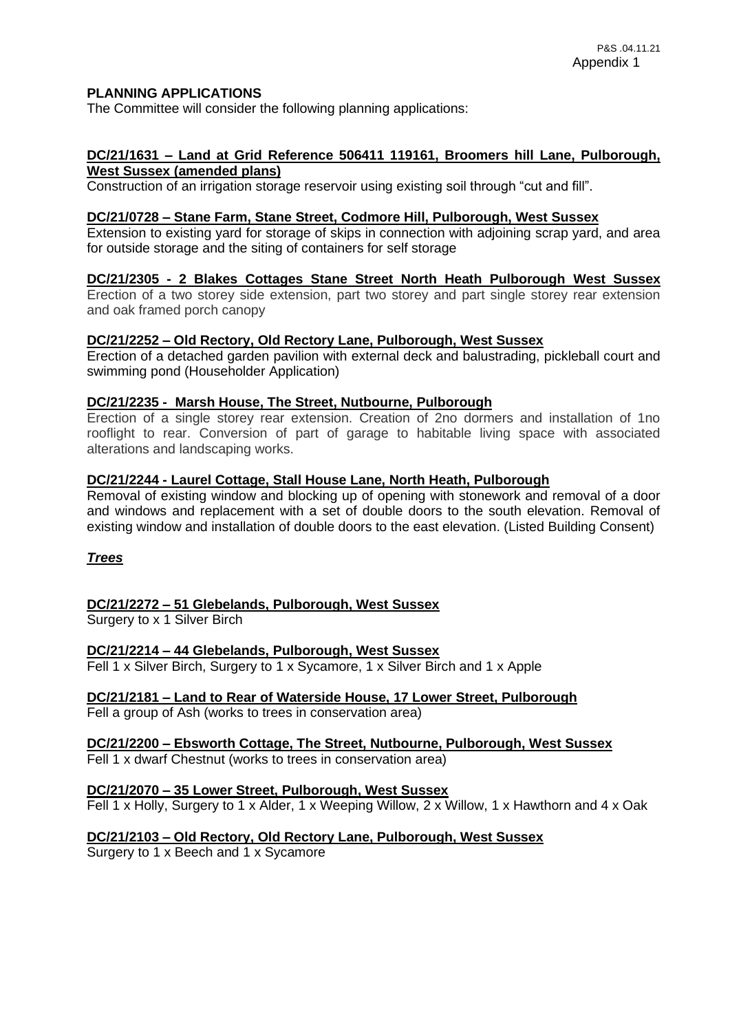P&S .04.11.21
Appendix 1

**PLANNING APPLICATIONS**

The Committee will consider the following planning applications:

**DC/21/1631 – Land at Grid Reference 506411 119161, Broomers hill Lane, Pulborough, West Sussex (amended plans)**

Construction of an irrigation storage reservoir using existing soil through "cut and fill".

**DC/21/0728 – Stane Farm, Stane Street, Codmore Hill, Pulborough, West Sussex**

Extension to existing yard for storage of skips in connection with adjoining scrap yard, and area for outside storage and the siting of containers for self storage

**DC/21/2305 - 2 Blakes Cottages Stane Street North Heath Pulborough West Sussex**

Erection of a two storey side extension, part two storey and part single storey rear extension and oak framed porch canopy

**DC/21/2252 – Old Rectory, Old Rectory Lane, Pulborough, West Sussex**

Erection of a detached garden pavilion with external deck and balustrading, pickleball court and swimming pond (Householder Application)

**DC/21/2235 - Marsh House, The Street, Nutbourne, Pulborough**

Erection of a single storey rear extension. Creation of 2no dormers and installation of 1no rooflight to rear. Conversion of part of garage to habitable living space with associated alterations and landscaping works.

**DC/21/2244 - Laurel Cottage, Stall House Lane, North Heath, Pulborough**

Removal of existing window and blocking up of opening with stonework and removal of a door and windows and replacement with a set of double doors to the south elevation. Removal of existing window and installation of double doors to the east elevation. (Listed Building Consent)

***Trees***

**DC/21/2272 – 51 Glebelands, Pulborough, West Sussex**

Surgery to x 1 Silver Birch

**DC/21/2214 – 44 Glebelands, Pulborough, West Sussex**

Fell 1 x Silver Birch, Surgery to 1 x Sycamore, 1 x Silver Birch and 1 x Apple

**DC/21/2181 – Land to Rear of Waterside House, 17 Lower Street, Pulborough**

Fell a group of Ash (works to trees in conservation area)

**DC/21/2200 – Ebsworth Cottage, The Street, Nutbourne, Pulborough, West Sussex**

Fell 1 x dwarf Chestnut (works to trees in conservation area)

**DC/21/2070 – 35 Lower Street, Pulborough, West Sussex**

Fell 1 x Holly, Surgery to 1 x Alder, 1 x Weeping Willow, 2 x Willow, 1 x Hawthorn and 4 x Oak

**DC/21/2103 – Old Rectory, Old Rectory Lane, Pulborough, West Sussex**

Surgery to 1 x Beech and 1 x Sycamore